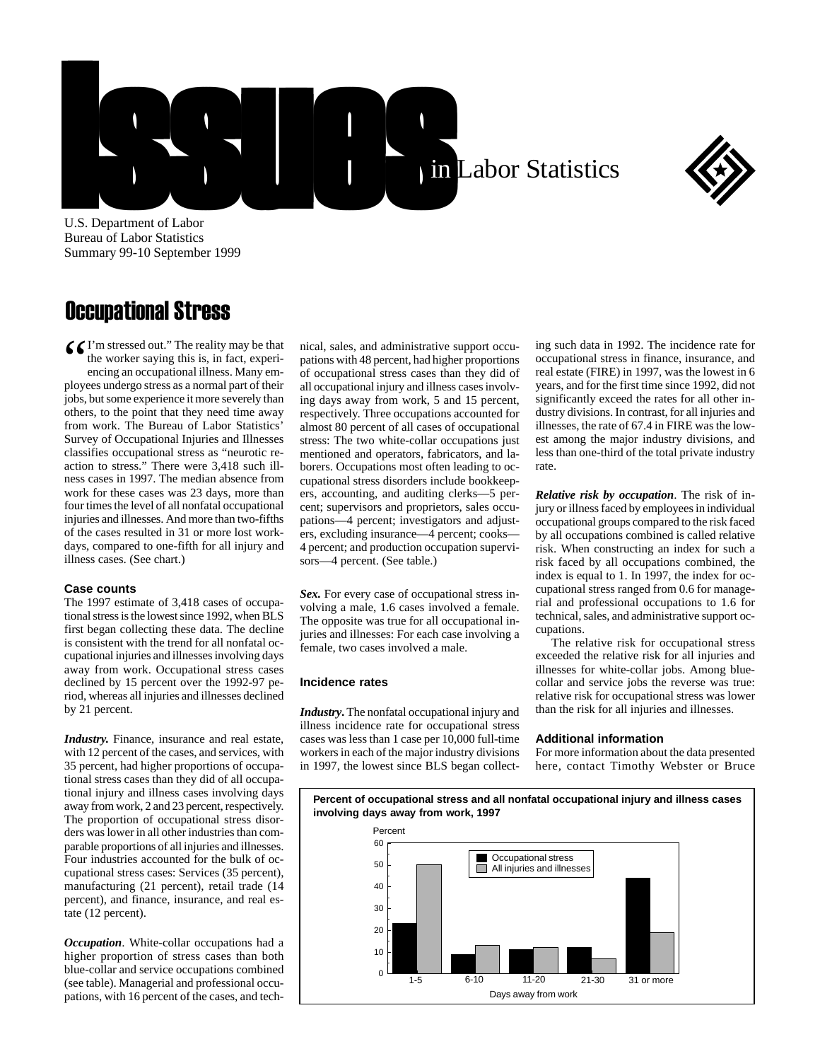# Issues in Labor Statistics

U.S. Department of Labor
Bureau of Labor Statistics
Summary 99-10 September 1999

## Occupational Stress

"I'm stressed out." The reality may be that the worker saying this is, in fact, experiencing an occupational illness. Many employees undergo stress as a normal part of their jobs, but some experience it more severely than others, to the point that they need time away from work. The Bureau of Labor Statistics' Survey of Occupational Injuries and Illnesses classifies occupational stress as "neurotic reaction to stress." There were 3,418 such illness cases in 1997. The median absence from work for these cases was 23 days, more than four times the level of all nonfatal occupational injuries and illnesses. And more than two-fifths of the cases resulted in 31 or more lost work-days, compared to one-fifth for all injury and illness cases. (See chart.)

### Case counts

The 1997 estimate of 3,418 cases of occupational stress is the lowest since 1992, when BLS first began collecting these data. The decline is consistent with the trend for all nonfatal occupational injuries and illnesses involving days away from work. Occupational stress cases declined by 15 percent over the 1992-97 period, whereas all injuries and illnesses declined by 21 percent.

***Industry.*** Finance, insurance and real estate, with 12 percent of the cases, and services, with 35 percent, had higher proportions of occupational stress cases than they did of all occupational injury and illness cases involving days away from work, 2 and 23 percent, respectively. The proportion of occupational stress disorders was lower in all other industries than comparable proportions of all injuries and illnesses. Four industries accounted for the bulk of occupational stress cases: Services (35 percent), manufacturing (21 percent), retail trade (14 percent), and finance, insurance, and real estate (12 percent).

***Occupation*.** White-collar occupations had a higher proportion of stress cases than both blue-collar and service occupations combined (see table). Managerial and professional occupations, with 16 percent of the cases, and technical, sales, and administrative support occupations with 48 percent, had higher proportions of occupational stress cases than they did of all occupational injury and illness cases involving days away from work, 5 and 15 percent, respectively. Three occupations accounted for almost 80 percent of all cases of occupational stress: The two white-collar occupations just mentioned and operators, fabricators, and laborers. Occupations most often leading to occupational stress disorders include bookkeepers, accounting, and auditing clerks—5 percent; supervisors and proprietors, sales occupations—4 percent; investigators and adjusters, excluding insurance—4 percent; cooks—4 percent; and production occupation supervisors—4 percent. (See table.)

***Sex.*** For every case of occupational stress involving a male, 1.6 cases involved a female. The opposite was true for all occupational injuries and illnesses: For each case involving a female, two cases involved a male.

### Incidence rates

***Industry.*** The nonfatal occupational injury and illness incidence rate for occupational stress cases was less than 1 case per 10,000 full-time workers in each of the major industry divisions in 1997, the lowest since BLS began collecting such data in 1992. The incidence rate for occupational stress in finance, insurance, and real estate (FIRE) in 1997, was the lowest in 6 years, and for the first time since 1992, did not significantly exceed the rates for all other industry divisions. In contrast, for all injuries and illnesses, the rate of 67.4 in FIRE was the lowest among the major industry divisions, and less than one-third of the total private industry rate.

***Relative risk by occupation*.** The risk of injury or illness faced by employees in individual occupational groups compared to the risk faced by all occupations combined is called relative risk. When constructing an index for such a risk faced by all occupations combined, the index is equal to 1. In 1997, the index for occupational stress ranged from 0.6 for managerial and professional occupations to 1.6 for technical, sales, and administrative support occupations.

The relative risk for occupational stress exceeded the relative risk for all injuries and illnesses for white-collar jobs. Among blue-collar and service jobs the reverse was true: relative risk for occupational stress was lower than the risk for all injuries and illnesses.

### Additional information

For more information about the data presented here, contact Timothy Webster or Bruce

**Percent of occupational stress and all nonfatal occupational injury and illness cases involving days away from work, 1997**

| Days away from work | Occupational stress | All injuries and illnesses |
| --- | --- | --- |
| 1-5 | 23 | 50 |
| 6-10 | 9 | 13 |
| 11-20 | 11 | 12 |
| 21-30 | 12 | 7 |
| 31 or more | 44 | 19 |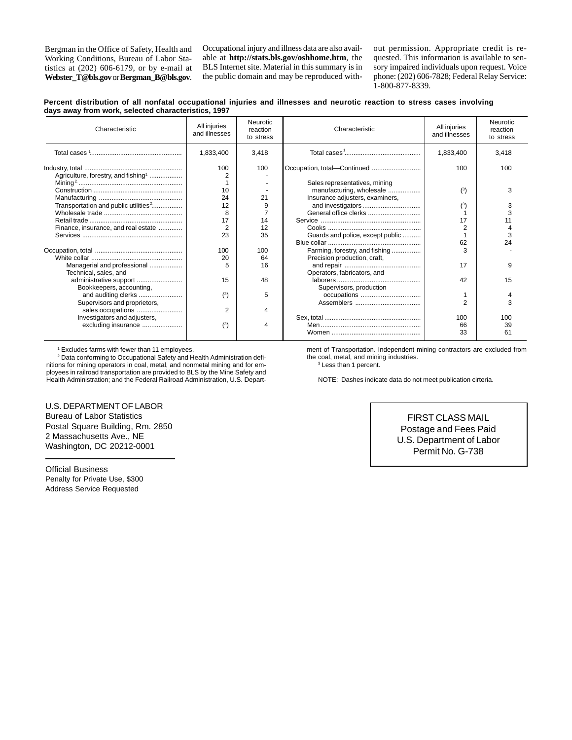Bergman in the Office of Safety, Health and Working Conditions, Bureau of Labor Statistics at (202) 606-6179, or by e-mail at **Webster_T@bls.gov** or **Bergman_B@bls.gov**.

Occupational injury and illness data are also available at **http://stats.bls.gov/oshhome.htm**, the BLS Internet site. Material in this summary is in the public domain and may be reproduced without permission. Appropriate credit is requested. This information is available to sensory impaired individuals upon request. Voice phone: (202) 606-7828; Federal Relay Service: 1-800-877-8339.

**Percent distribution of all nonfatal occupational injuries and illnesses and neurotic reaction to stress cases involving days away from work, selected characteristics, 1997**

| Characteristic | All injuries and illnesses | Neurotic reaction to stress | Characteristic | All injuries and illnesses | Neurotic reaction to stress |
|---|---|---|---|---|---|
| Total cases [1] | 1,833,400 | 3,418 | Total cases [1] | 1,833,400 | 3,418 |
| Industry, total | 100 | 100 | Occupation, total—Continued | 100 | 100 |
| Agriculture, forestry, and fishing [1] | 2 | - | | | |
| Mining [2] | 1 | - | Sales representatives, mining manufacturing, wholesale | ([3]) | 3 |
| Construction | 10 | - | | | |
| Manufacturing | 24 | 21 | Insurance adjusters, examiners, and investigators | ([3]) | 3 |
| Transportation and public utilities [2] | 12 | 9 | | | |
| Wholesale trade | 8 | 7 | General office clerks | 1 | 3 |
| Retail trade | 17 | 14 | Service | 17 | 11 |
| Finance, insurance, and real estate | 2 | 12 | Cooks | 2 | 4 |
| Services | 23 | 35 | Guards and police, except public | 1 | 3 |
| | | | Blue collar | 62 | 24 |
| Occupation, total | 100 | 100 | Farming, forestry, and fishing | 3 | - |
| White collar | 20 | 64 | Precision production, craft, and repair | 17 | 9 |
| Managerial and professional | 5 | 16 | | | |
| Technical, sales, and administrative support | 15 | 48 | Operators, fabricators, and laborers | 42 | 15 |
| Bookkeepers, accounting, and auditing clerks | ([3]) | 5 | Supervisors, production occupations | 1 | 4 |
| Supervisors and proprietors, sales occupations | 2 | 4 | Assemblers | 2 | 3 |
| Investigators and adjusters, excluding insurance | ([3]) | 4 | Sex, total | 100 | 100 |
| | | | Men | 66 | 39 |
| | | | Women | 33 | 61 |

[1] Excludes farms with fewer than 11 employees.

[2] Data conforming to Occupational Safety and Health Administration definitions for mining operators in coal, metal, and nonmetal mining and for employees in railroad transportation are provided to BLS by the Mine Safety and Health Administration; and the Federal Railroad Administration, U.S. Department of Transportation. Independent mining contractors are excluded from the coal, metal, and mining industries.

[3] Less than 1 percent.

NOTE: Dashes indicate data do not meet publication cirteria.

U.S. DEPARTMENT OF LABOR
Bureau of Labor Statistics
Postal Square Building, Rm. 2850
2 Massachusetts Ave., NE
Washington, DC 20212-0001

Official Business
Penalty for Private Use, $300
Address Service Requested

FIRST CLASS MAIL
Postage and Fees Paid
U.S. Department of Labor
Permit No. G-738